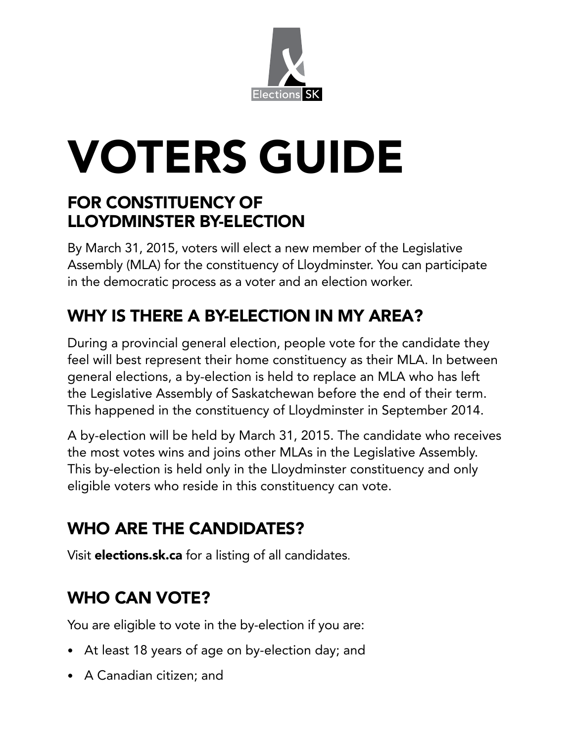# VOTERS GUIDE

## FOR CONSTITUENCY OF LLOYDMINSTER BY-ELECTION

By March 31, 2015, voters will elect a new member of the Legislative Assembly (MLA) for the constituency of Lloydminster. You can participate in the democratic process as a voter and an election worker.

## WHY IS THERE A BY-ELECTION IN MY AREA?

During a provincial general election, people vote for the candidate they feel will best represent their home constituency as their MLA. In between general elections, a by-election is held to replace an MLA who has left the Legislative Assembly of Saskatchewan before the end of their term. This happened in the constituency of Lloydminster in September 2014.

A by-election will be held by March 31, 2015. The candidate who receives the most votes wins and joins other MLAs in the Legislative Assembly. This by-election is held only in the Lloydminster constituency and only eligible voters who reside in this constituency can vote.

## WHO ARE THE CANDIDATES?

Visit **elections.sk.ca** for a listing of all candidates.

## WHO CAN VOTE?

You are eligible to vote in the by-election if you are:

- At least 18 years of age on by-election day; and
- A Canadian citizen; and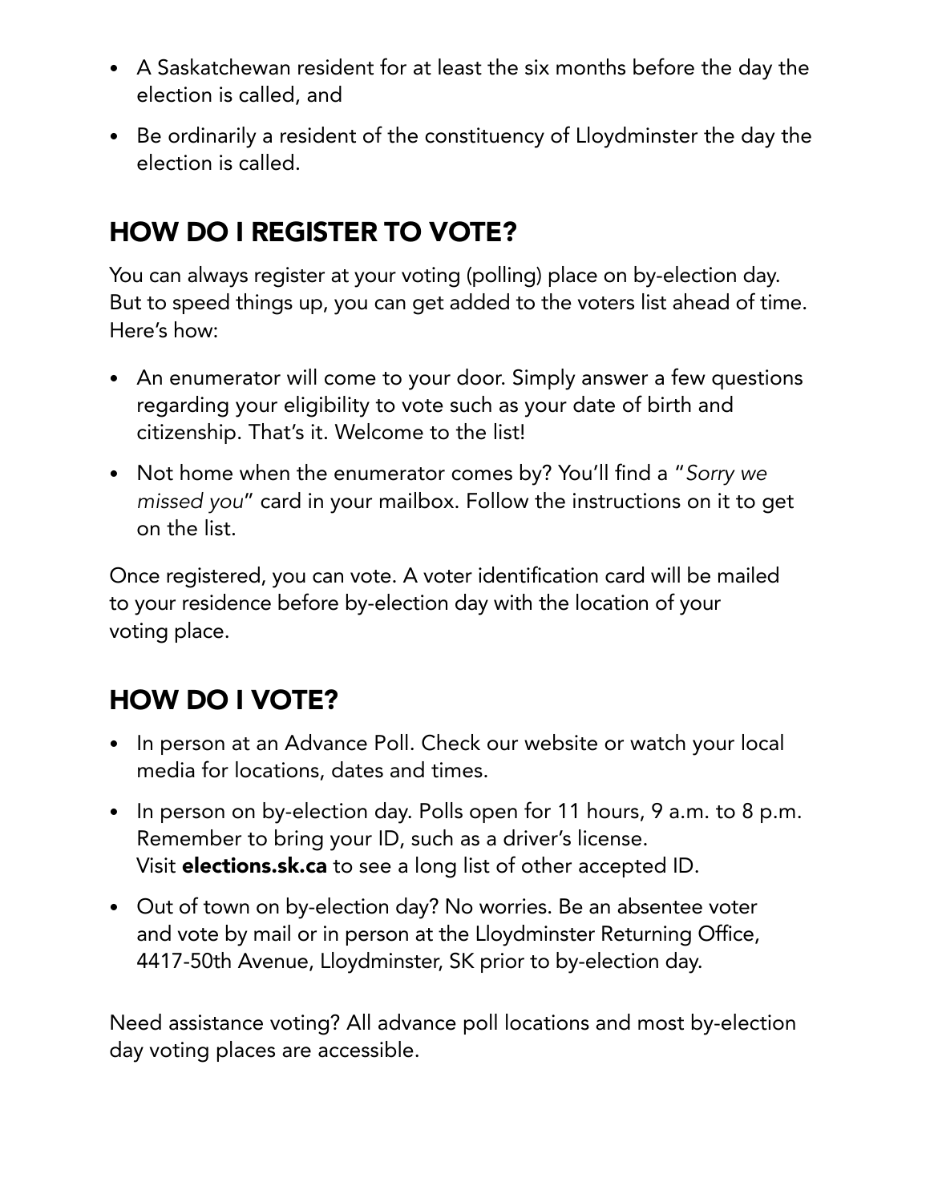- A Saskatchewan resident for at least the six months before the day the election is called, and
- Be ordinarily a resident of the constituency of Lloydminster the day the election is called.

## HOW DO I REGISTER TO VOTE?

You can always register at your voting (polling) place on by-election day. But to speed things up, you can get added to the voters list ahead of time. Here's how:

- An enumerator will come to your door. Simply answer a few questions regarding your eligibility to vote such as your date of birth and citizenship. That's it. Welcome to the list!
- Not home when the enumerator comes by? You'll find a "*Sorry we missed you*" card in your mailbox. Follow the instructions on it to get on the list.

Once registered, you can vote. A voter identification card will be mailed to your residence before by-election day with the location of your voting place.

## HOW DO I VOTE?

- In person at an Advance Poll. Check our website or watch your local media for locations, dates and times.
- In person on by-election day. Polls open for 11 hours, 9 a.m. to 8 p.m. Remember to bring your ID, such as a driver's license. Visit **elections.sk.ca** to see a long list of other accepted ID.
- Out of town on by-election day? No worries. Be an absentee voter and vote by mail or in person at the Lloydminster Returning Office, 4417-50th Avenue, Lloydminster, SK prior to by-election day.

Need assistance voting? All advance poll locations and most by-election day voting places are accessible.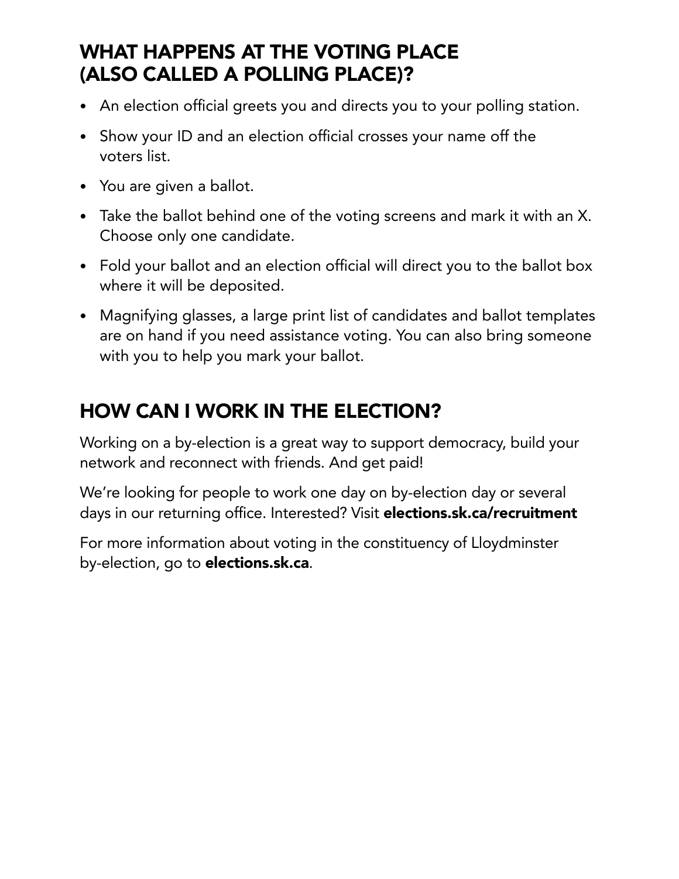## WHAT HAPPENS AT THE VOTING PLACE (ALSO CALLED A POLLING PLACE)?

- An election official greets you and directs you to your polling station.
- Show your ID and an election official crosses your name off the voters list.
- You are given a ballot.
- Take the ballot behind one of the voting screens and mark it with an X. Choose only one candidate.
- Fold your ballot and an election official will direct you to the ballot box where it will be deposited.
- Magnifying glasses, a large print list of candidates and ballot templates are on hand if you need assistance voting. You can also bring someone with you to help you mark your ballot.

## HOW CAN I WORK IN THE ELECTION?

Working on a by-election is a great way to support democracy, build your network and reconnect with friends. And get paid!

We're looking for people to work one day on by-election day or several days in our returning office. Interested? Visit **elections.sk.ca/recruitment**

For more information about voting in the constituency of Lloydminster by-election, go to **elections.sk.ca**.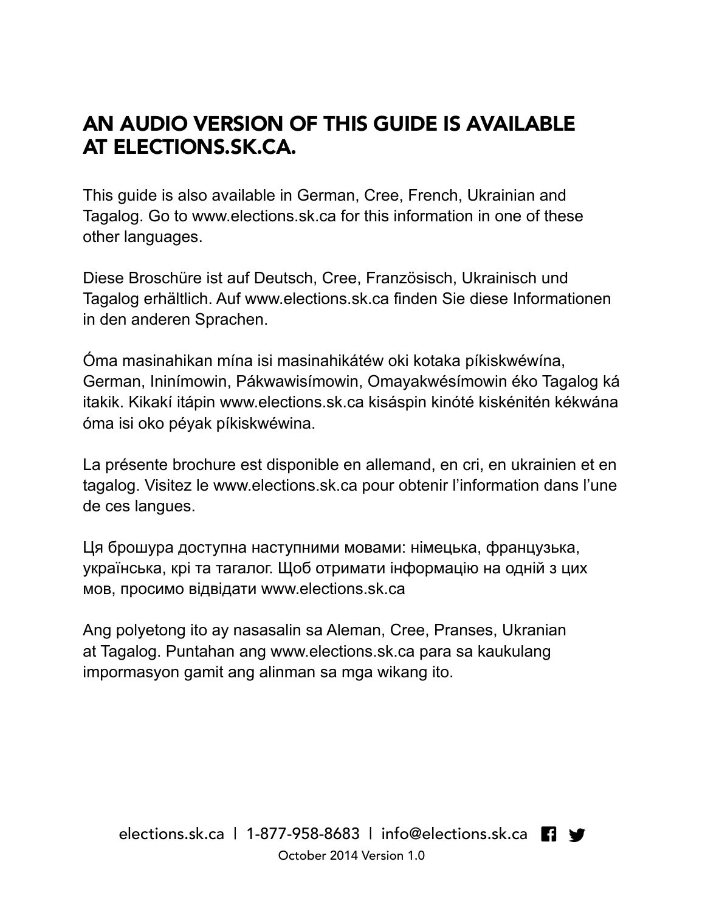## AN AUDIO VERSION OF THIS GUIDE IS AVAILABLE AT ELECTIONS.SK.CA.

This guide is also available in German, Cree, French, Ukrainian and Tagalog. Go to www.elections.sk.ca for this information in one of these other languages.

Diese Broschüre ist auf Deutsch, Cree, Französisch, Ukrainisch und Tagalog erhältlich. Auf www.elections.sk.ca finden Sie diese Informationen in den anderen Sprachen.

Óma masinahikan mína isi masinahikátéw oki kotaka píkiskwéwína, German, Ininímowin, Pákwawisímowin, Omayakwésímowin éko Tagalog ká itakik. Kikakí itápin www.elections.sk.ca kisáspin kinóté kiskénitén kékwána óma isi oko péyak píkiskwéwina.

La présente brochure est disponible en allemand, en cri, en ukrainien et en tagalog. Visitez le www.elections.sk.ca pour obtenir l'information dans l'une de ces langues.

Ця брошура доступна наступними мовами: німецька, французька, українська, крі та тагалог. Щоб отримати інформацію на одній з цих мов, просимо відвідати www.elections.sk.ca

Ang polyetong ito ay nasasalin sa Aleman, Cree, Pranses, Ukranian at Tagalog. Puntahan ang www.elections.sk.ca para sa kaukulang impormasyon gamit ang alinman sa mga wikang ito.

elections.sk.ca | 1-877-958-8683 | info@elections.sk.ca

October 2014 Version 1.0